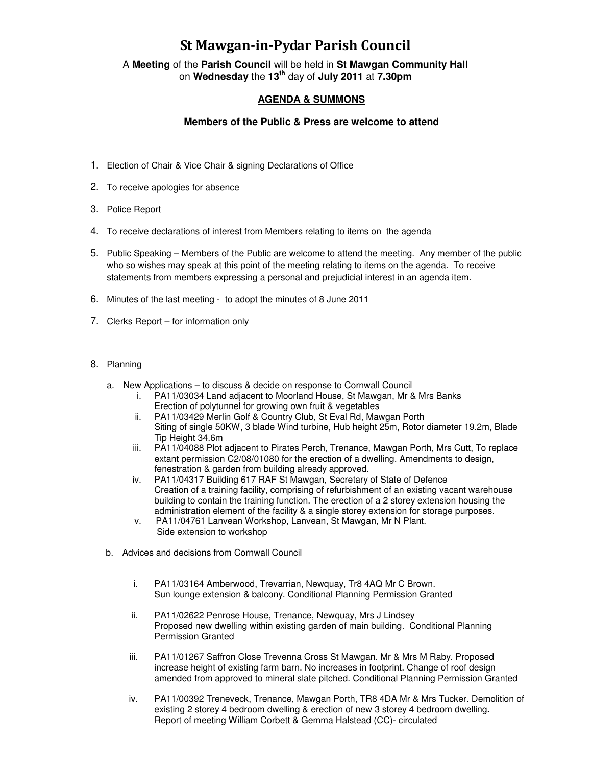# St Mawgan-in-Pydar Parish Council

A **Meeting** of the **Parish Council** will be held in **St Mawgan Community Hall** on **Wednesday** the **13th** day of **July 2011** at **7.30pm**

## AGENDA & SUMMONS

**Members of the Public & Press are welcome to attend**

1. Election of Chair & Vice Chair & signing Declarations of Office
2. To receive apologies for absence
3. Police Report
4. To receive declarations of interest from Members relating to items on the agenda
5. Public Speaking – Members of the Public are welcome to attend the meeting. Any member of the public who so wishes may speak at this point of the meeting relating to items on the agenda. To receive statements from members expressing a personal and prejudicial interest in an agenda item.
6. Minutes of the last meeting - to adopt the minutes of 8 June 2011
7. Clerks Report – for information only
8. Planning
   a. New Applications – to discuss & decide on response to Cornwall Council
      i. PA11/03034 Land adjacent to Moorland House, St Mawgan, Mr & Mrs Banks
         Erection of polytunnel for growing own fruit & vegetables
      ii. PA11/03429 Merlin Golf & Country Club, St Eval Rd, Mawgan Porth
         Siting of single 50KW, 3 blade Wind turbine, Hub height 25m, Rotor diameter 19.2m, Blade Tip Height 34.6m
      iii. PA11/04088 Plot adjacent to Pirates Perch, Trenance, Mawgan Porth, Mrs Cutt, To replace extant permission C2/08/01080 for the erection of a dwelling. Amendments to design, fenestration & garden from building already approved.
      iv. PA11/04317 Building 617 RAF St Mawgan, Secretary of State of Defence
         Creation of a training facility, comprising of refurbishment of an existing vacant warehouse building to contain the training function. The erection of a 2 storey extension housing the administration element of the facility & a single storey extension for storage purposes.
      v. PA11/04761 Lanvean Workshop, Lanvean, St Mawgan, Mr N Plant.
         Side extension to workshop
   b. Advices and decisions from Cornwall Council
      i. PA11/03164 Amberwood, Trevarrian, Newquay, Tr8 4AQ Mr C Brown.
         Sun lounge extension & balcony. Conditional Planning Permission Granted
      ii. PA11/02622 Penrose House, Trenance, Newquay, Mrs J Lindsey
         Proposed new dwelling within existing garden of main building. Conditional Planning Permission Granted
      iii. PA11/01267 Saffron Close Trevenna Cross St Mawgan. Mr & Mrs M Raby. Proposed increase height of existing farm barn. No increases in footprint. Change of roof design amended from approved to mineral slate pitched. Conditional Planning Permission Granted
      iv. PA11/00392 Treneveck, Trenance, Mawgan Porth, TR8 4DA Mr & Mrs Tucker. Demolition of existing 2 storey 4 bedroom dwelling & erection of new 3 storey 4 bedroom dwelling.
         Report of meeting William Corbett & Gemma Halstead (CC)- circulated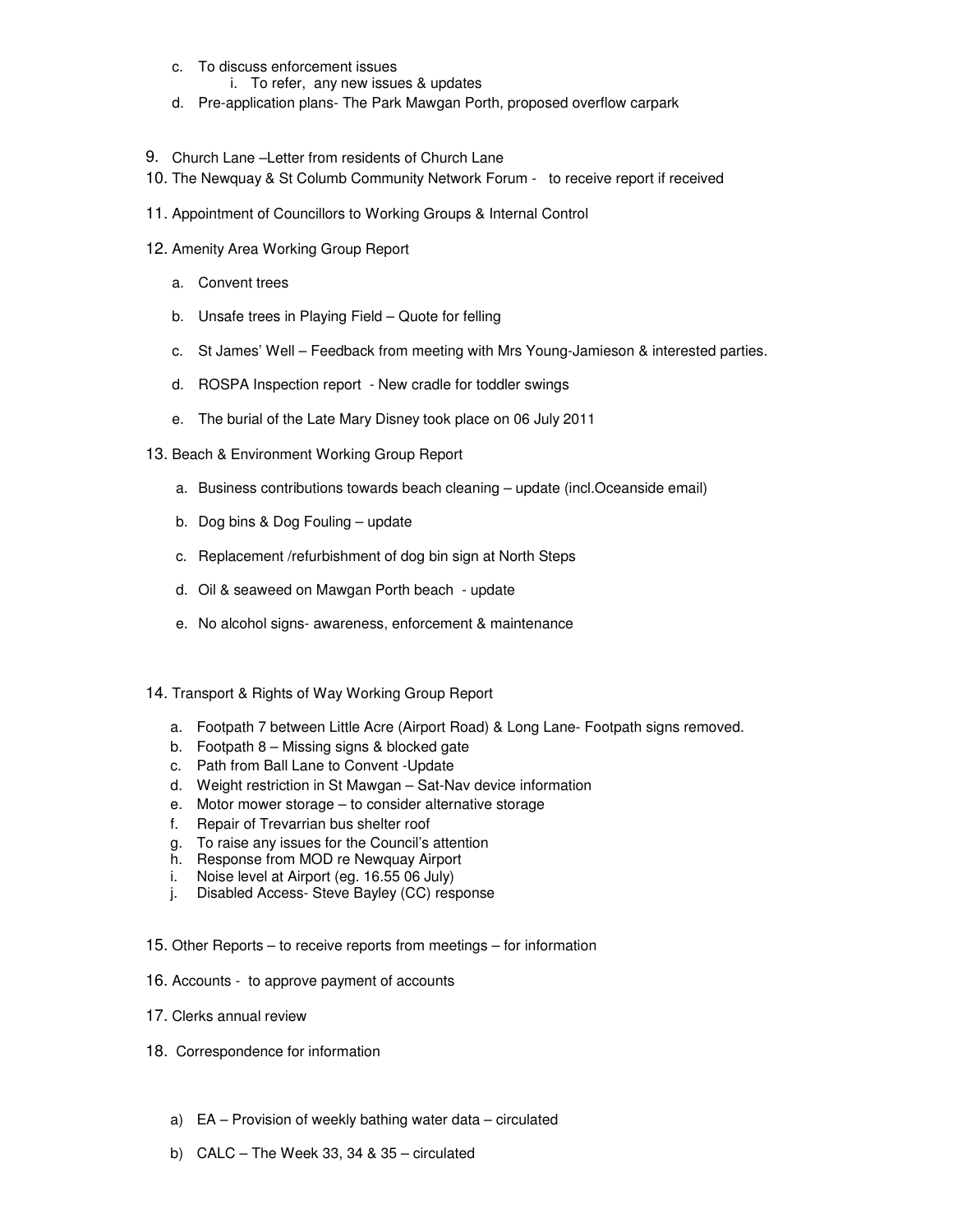c. To discuss enforcement issues
    i. To refer, any new issues & updates
d. Pre-application plans- The Park Mawgan Porth, proposed overflow carpark

9. Church Lane –Letter from residents of Church Lane
10. The Newquay & St Columb Community Network Forum - to receive report if received
11. Appointment of Councillors to Working Groups & Internal Control
12. Amenity Area Working Group Report

    a. Convent trees

    b. Unsafe trees in Playing Field – Quote for felling

    c. St James' Well – Feedback from meeting with Mrs Young-Jamieson & interested parties.

    d. ROSPA Inspection report - New cradle for toddler swings

    e. The burial of the Late Mary Disney took place on 06 July 2011

13. Beach & Environment Working Group Report

    a. Business contributions towards beach cleaning – update (incl.Oceanside email)

    b. Dog bins & Dog Fouling – update

    c. Replacement /refurbishment of dog bin sign at North Steps

    d. Oil & seaweed on Mawgan Porth beach - update

    e. No alcohol signs- awareness, enforcement & maintenance

14. Transport & Rights of Way Working Group Report

    a. Footpath 7 between Little Acre (Airport Road) & Long Lane- Footpath signs removed.
    b. Footpath 8 – Missing signs & blocked gate
    c. Path from Ball Lane to Convent -Update
    d. Weight restriction in St Mawgan – Sat-Nav device information
    e. Motor mower storage – to consider alternative storage
    f. Repair of Trevarrian bus shelter roof
    g. To raise any issues for the Council's attention
    h. Response from MOD re Newquay Airport
    i. Noise level at Airport (eg. 16.55 06 July)
    j. Disabled Access- Steve Bayley (CC) response

15. Other Reports – to receive reports from meetings – for information
16. Accounts - to approve payment of accounts
17. Clerks annual review
18. Correspondence for information

    a) EA – Provision of weekly bathing water data – circulated

    b) CALC – The Week 33, 34 & 35 – circulated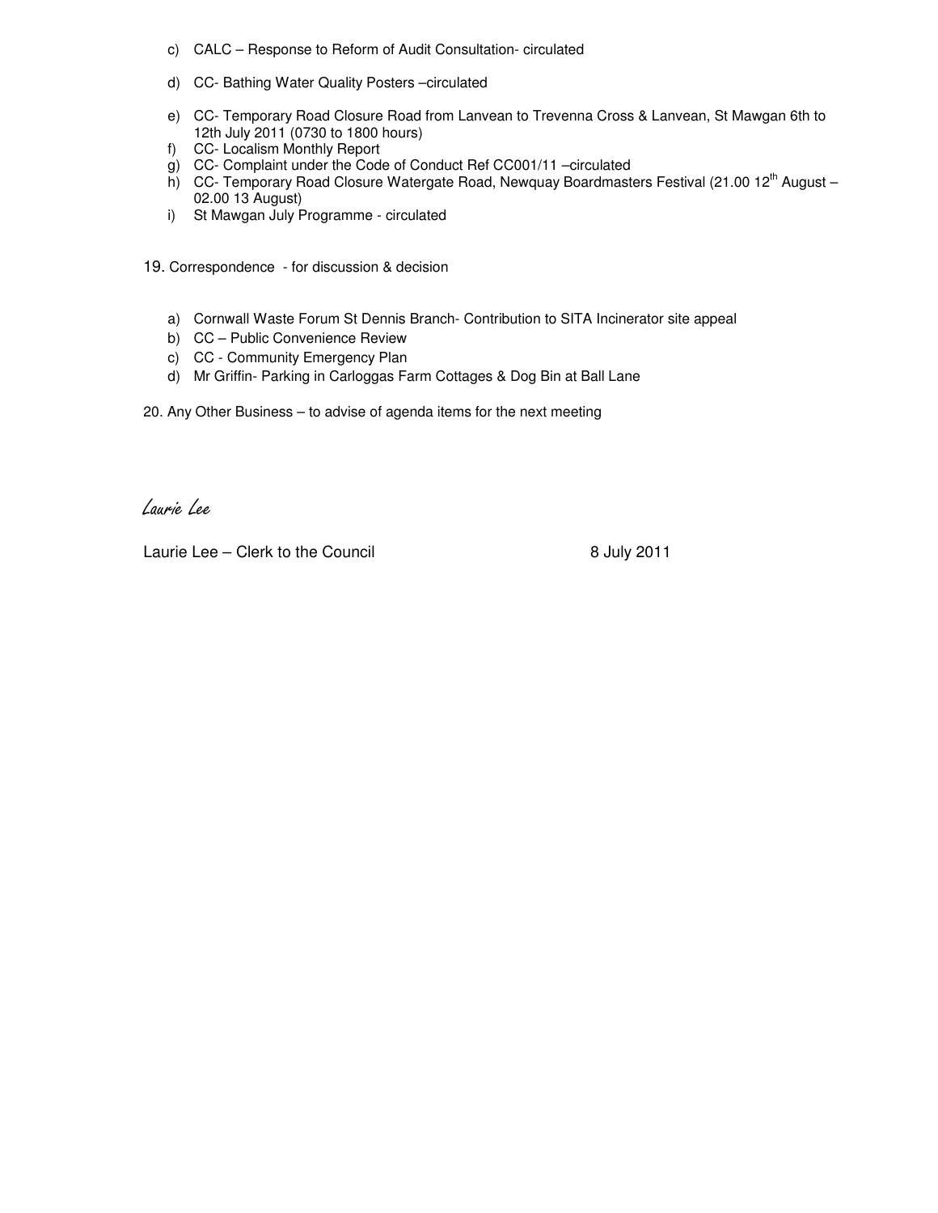c) CALC – Response to Reform of Audit Consultation- circulated

d) CC- Bathing Water Quality Posters –circulated

e) CC- Temporary Road Closure Road from Lanvean to Trevenna Cross & Lanvean, St Mawgan 6th to 12th July 2011 (0730 to 1800 hours)

f) CC- Localism Monthly Report

g) CC- Complaint under the Code of Conduct Ref CC001/11 –circulated

h) CC- Temporary Road Closure Watergate Road, Newquay Boardmasters Festival (21.00 12th August – 02.00 13 August)

i) St Mawgan July Programme - circulated

19. Correspondence - for discussion & decision

a) Cornwall Waste Forum St Dennis Branch- Contribution to SITA Incinerator site appeal
b) CC – Public Convenience Review
c) CC - Community Emergency Plan
d) Mr Griffin- Parking in Carloggas Farm Cottages & Dog Bin at Ball Lane

20. Any Other Business – to advise of agenda items for the next meeting

*Laurie Lee*

Laurie Lee – Clerk to the Council 8 July 2011